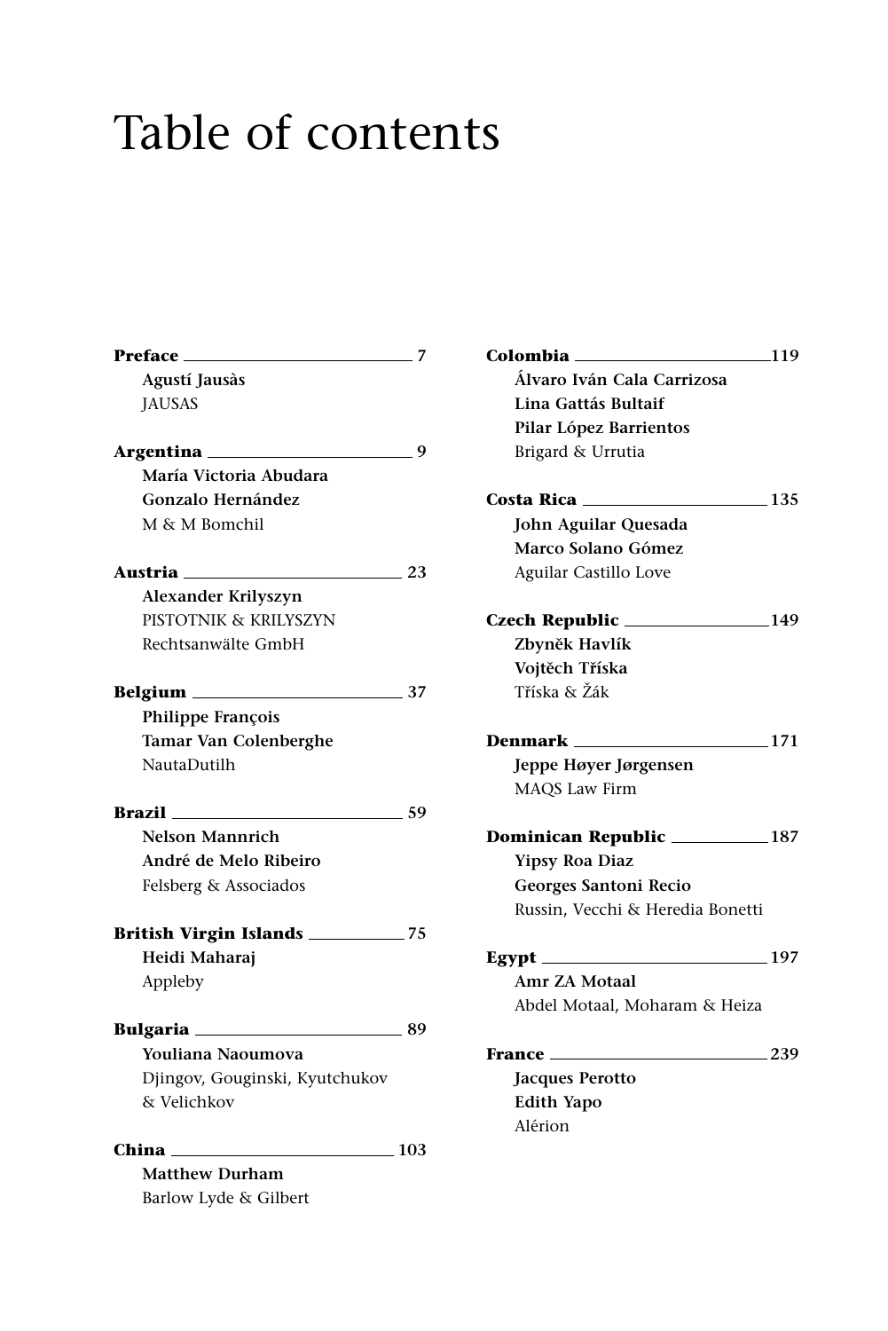# Table of contents

**Preface** 7
**Agustí Jausàs**
JAUSAS

**Argentina** 9
**María Victoria Abudara**
**Gonzalo Hernández**
M & M Bomchil

**Austria** 23
**Alexander Krilyszyn**
PISTOTNIK & KRILYSZYN
Rechtsanwälte GmbH

**Belgium** 37
**Philippe François**
**Tamar Van Colenberghe**
NautaDutilh

**Brazil** 59
**Nelson Mannrich**
**André de Melo Ribeiro**
Felsberg & Associados

**British Virgin Islands** 75
**Heidi Maharaj**
Appleby

**Bulgaria** 89
**Youliana Naoumova**
Djingov, Gouginski, Kyutchukov & Velichkov

**China** 103
**Matthew Durham**
Barlow Lyde & Gilbert

**Colombia** 119
**Álvaro Iván Cala Carrizosa**
**Lina Gattás Bultaif**
**Pilar López Barrientos**
Brigard & Urrutia

**Costa Rica** 135
**John Aguilar Quesada**
**Marco Solano Gómez**
Aguilar Castillo Love

**Czech Republic** 149
**Zbyněk Havlík**
**Vojtěch Tříska**
Tříska & Žák

**Denmark** 171
**Jeppe Høyer Jørgensen**
MAQS Law Firm

**Dominican Republic** 187
**Yipsy Roa Diaz**
**Georges Santoni Recio**
Russin, Vecchi & Heredia Bonetti

**Egypt** 197
**Amr ZA Motaal**
Abdel Motaal, Moharam & Heiza

**France** 239
**Jacques Perotto**
**Edith Yapo**
Alérion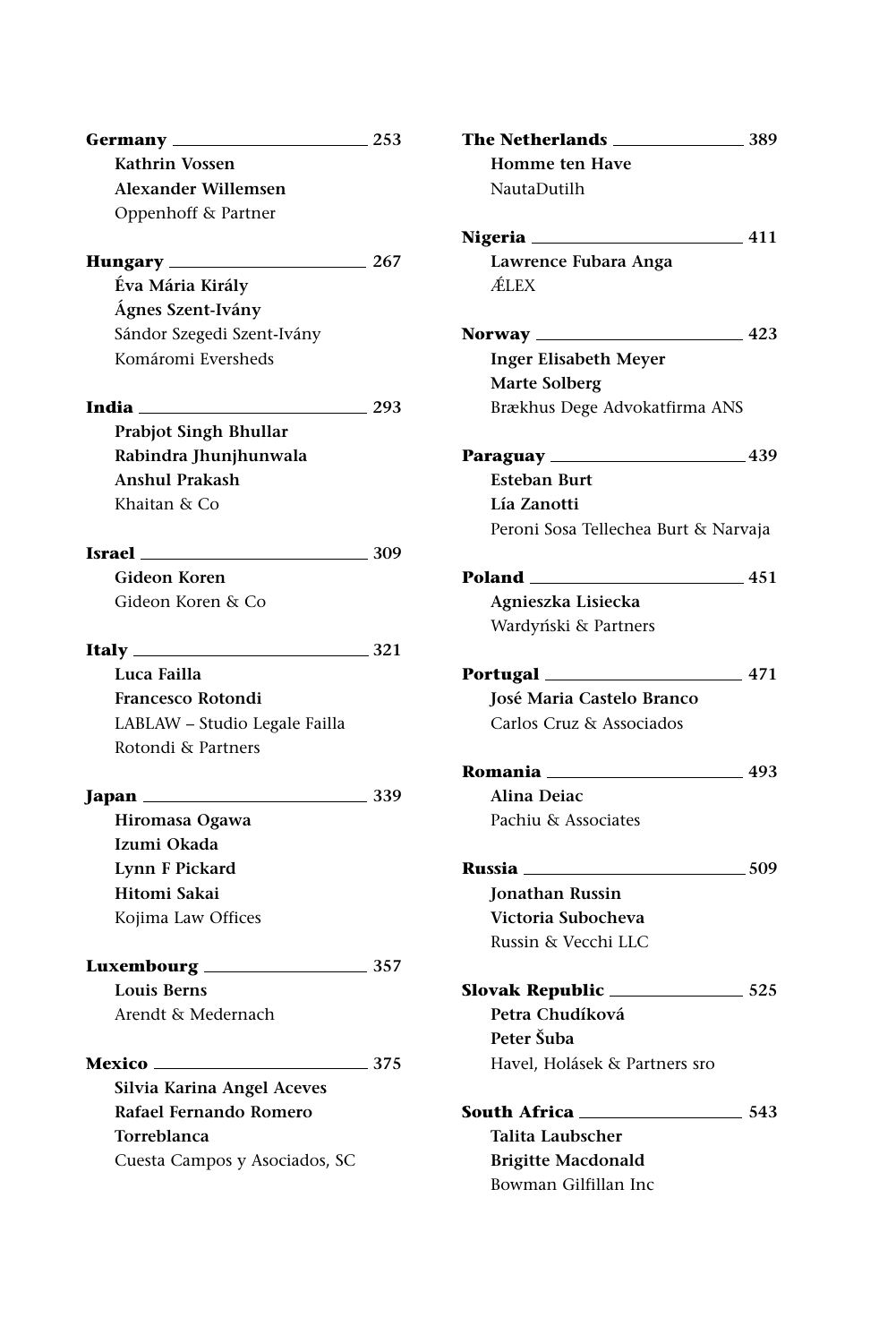**Germany** 253
**Kathrin Vossen**
**Alexander Willemsen**
Oppenhoff & Partner

**Hungary** 267
**Éva Mária Király**
**Ágnes Szent-Ivány­**
Sándor Szegedi Szent-Ivány
Komáromi Eversheds

**India** 293
**Prabjot Singh Bhullar**
**Rabindra Jhunjhunwala**
**Anshul Prakash**
Khaitan & Co

**Israel** 309
**Gideon Koren**
Gideon Koren & Co

**Italy** 321
**Luca Failla**
**Francesco Rotondi**
LABLAW – Studio Legale Failla Rotondi & Partners

**Japan** 339
**Hiromasa Ogawa**
**Izumi Okada**
**Lynn F Pickard**
**Hitomi Sakai**
Kojima Law Offices

**Luxembourg** 357
**Louis Berns**
Arendt & Medernach

**Mexico** 375
**Silvia Karina Angel Aceves**
**Rafael Fernando Romero Torreblanca**
Cuesta Campos y Asociados, SC

**The Netherlands** 389
**Homme ten Have**
NautaDutilh

**Nigeria** 411
**Lawrence Fubara Anga**
ÆLEX

**Norway** 423
**Inger Elisabeth Meyer**
**Marte Solberg**
Brækhus Dege Advokatfirma ANS

**Paraguay** 439
**Esteban Burt**
**Lía Zanotti**
Peroni Sosa Tellechea Burt & Narvaja

**Poland** 451
**Agnieszka Lisiecka**
Wardyński & Partners

**Portugal** 471
**José Maria Castelo Branco**
Carlos Cruz & Associados

**Romania** 493
**Alina Deiac**
Pachiu & Associates

**Russia** 509
**Jonathan Russin**
**Victoria Subocheva**
Russin & Vecchi LLC

**Slovak Republic** 525
**Petra Chudíková**
**Peter Šuba**
Havel, Holásek & Partners sro

**South Africa** 543
**Talita Laubscher**
**Brigitte Macdonald**
Bowman Gilfillan Inc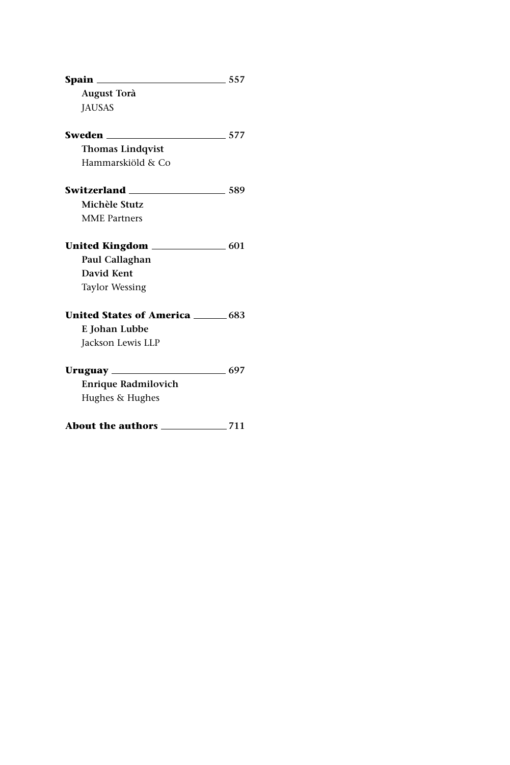**Spain** ______________________ 557

**August Torà**
JAUSAS

**Sweden** ______________________ 577

**Thomas Lindqvist**
Hammarskiöld & Co

**Switzerland** __________________ 589

**Michèle Stutz**
MME Partners

**United Kingdom** _____________ 601

**Paul Callaghan**
**David Kent**
Taylor Wessing

**United States of America** ______ 683

**E Johan Lubbe**
Jackson Lewis LLP

**Uruguay** ____________________ 697

**Enrique Radmilovich**
Hughes & Hughes

**About the authors** ____________ 711